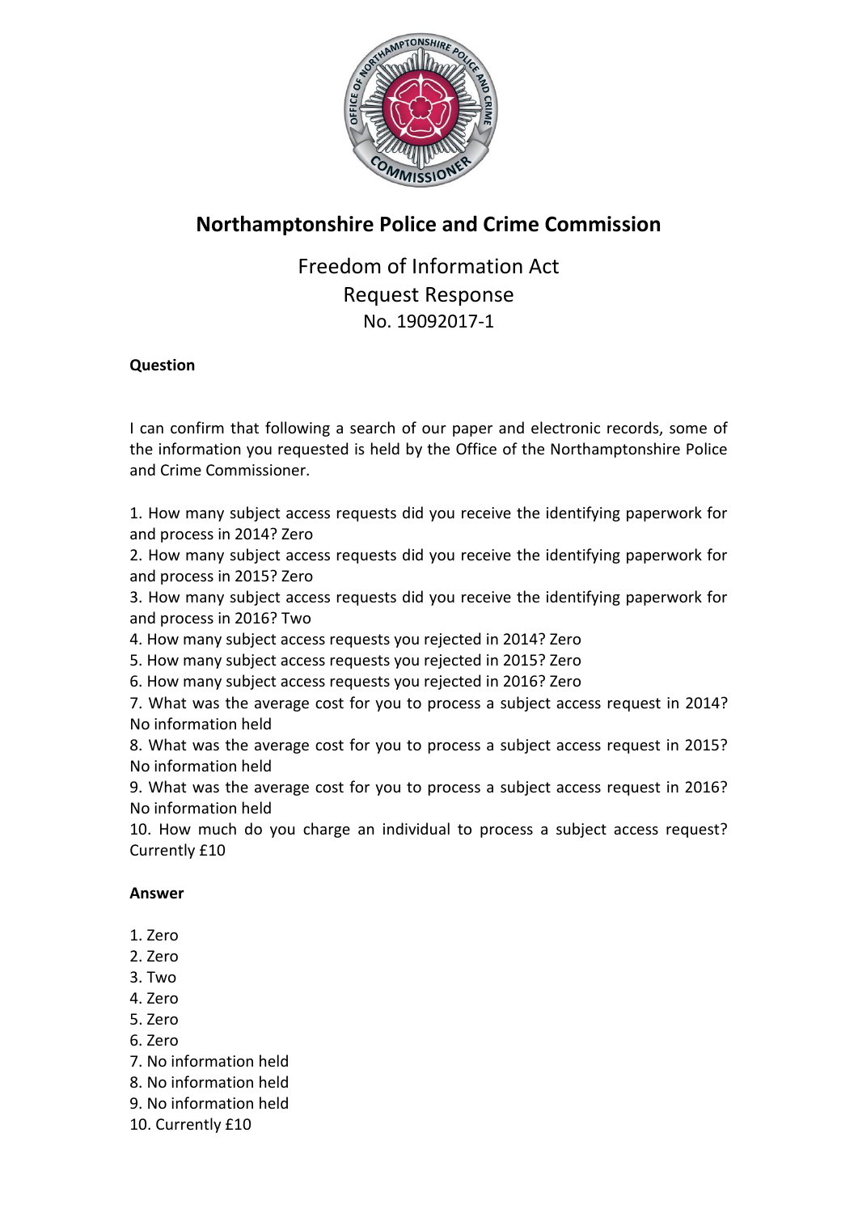# Northamptonshire Police and Crime Commission

Freedom of Information Act
Request Response
No. 19092017-1

**Question**

I can confirm that following a search of our paper and electronic records, some of the information you requested is held by the Office of the Northamptonshire Police and Crime Commissioner.

1. How many subject access requests did you receive the identifying paperwork for and process in 2014? Zero
2. How many subject access requests did you receive the identifying paperwork for and process in 2015? Zero
3. How many subject access requests did you receive the identifying paperwork for and process in 2016? Two
4. How many subject access requests you rejected in 2014? Zero
5. How many subject access requests you rejected in 2015? Zero
6. How many subject access requests you rejected in 2016? Zero
7. What was the average cost for you to process a subject access request in 2014? No information held
8. What was the average cost for you to process a subject access request in 2015? No information held
9. What was the average cost for you to process a subject access request in 2016? No information held
10. How much do you charge an individual to process a subject access request? Currently £10

**Answer**

1. Zero
2. Zero
3. Two
4. Zero
5. Zero
6. Zero
7. No information held
8. No information held
9. No information held
10. Currently £10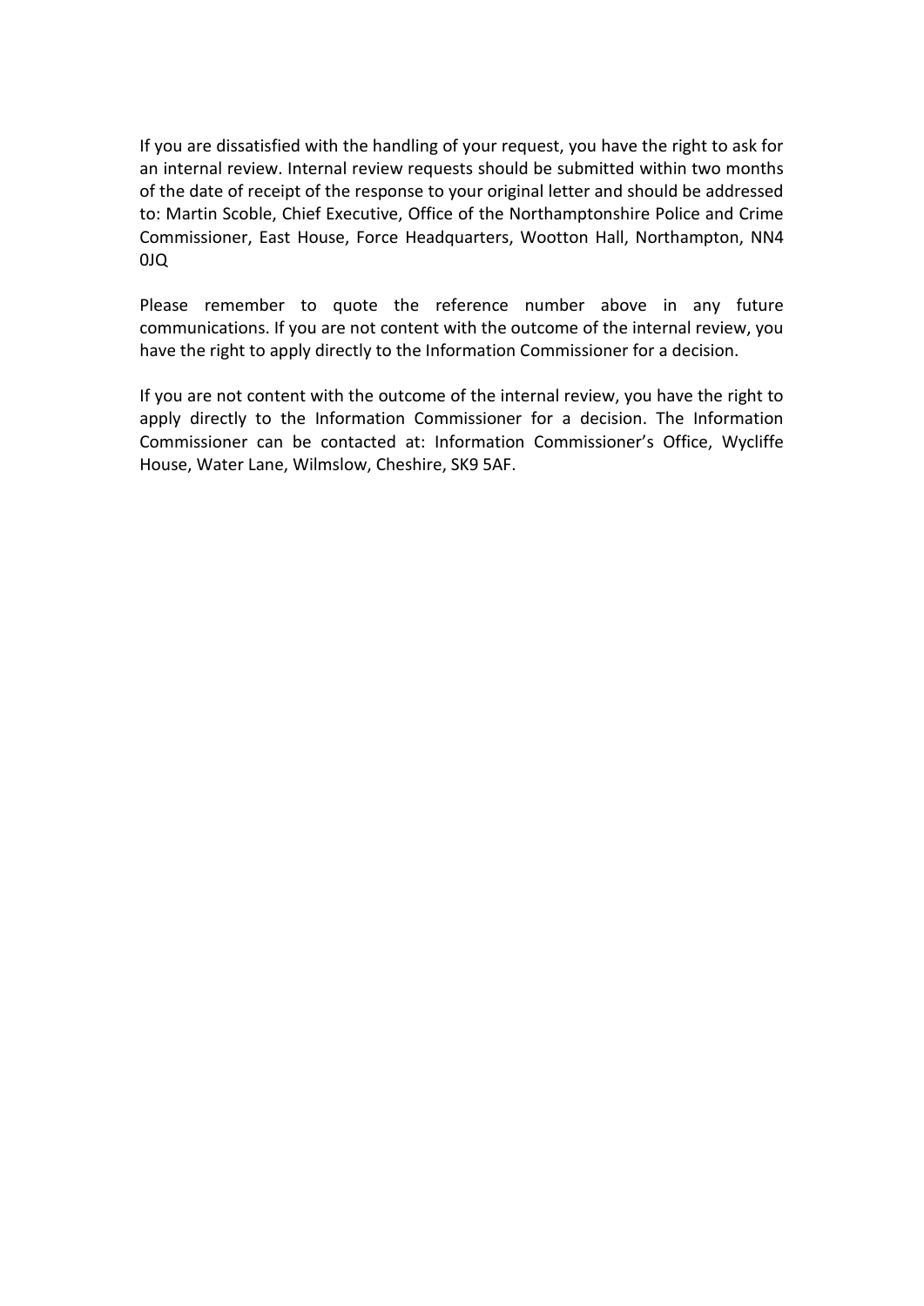If you are dissatisfied with the handling of your request, you have the right to ask for an internal review. Internal review requests should be submitted within two months of the date of receipt of the response to your original letter and should be addressed to: Martin Scoble, Chief Executive, Office of the Northamptonshire Police and Crime Commissioner, East House, Force Headquarters, Wootton Hall, Northampton, NN4 0JQ

Please remember to quote the reference number above in any future communications. If you are not content with the outcome of the internal review, you have the right to apply directly to the Information Commissioner for a decision.

If you are not content with the outcome of the internal review, you have the right to apply directly to the Information Commissioner for a decision. The Information Commissioner can be contacted at: Information Commissioner's Office, Wycliffe House, Water Lane, Wilmslow, Cheshire, SK9 5AF.